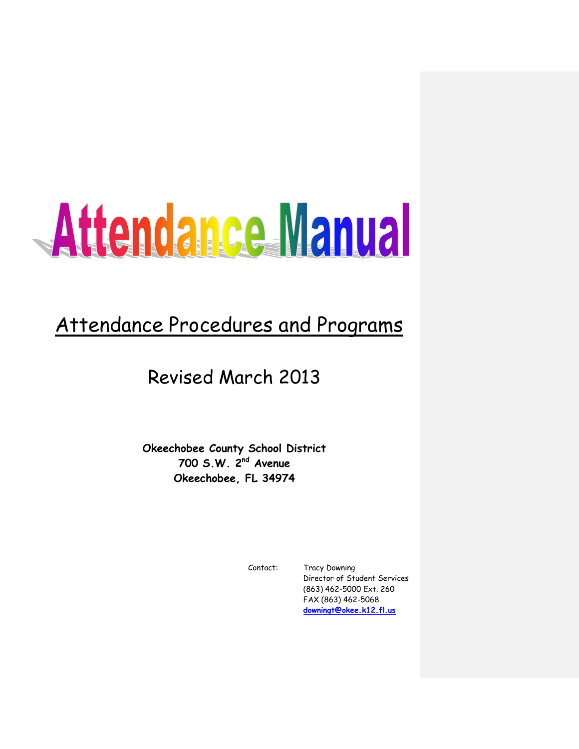# Attendance Manual

## Attendance Procedures and Programs

Revised March 2013

**Okeechobee County School District**
**700 S.W. 2nd Avenue**
**Okeechobee, FL 34974**

Contact: Tracy Downing
Director of Student Services
(863) 462-5000 Ext. 260
FAX (863) 462-5068
**downingt@okee.k12.fl.us**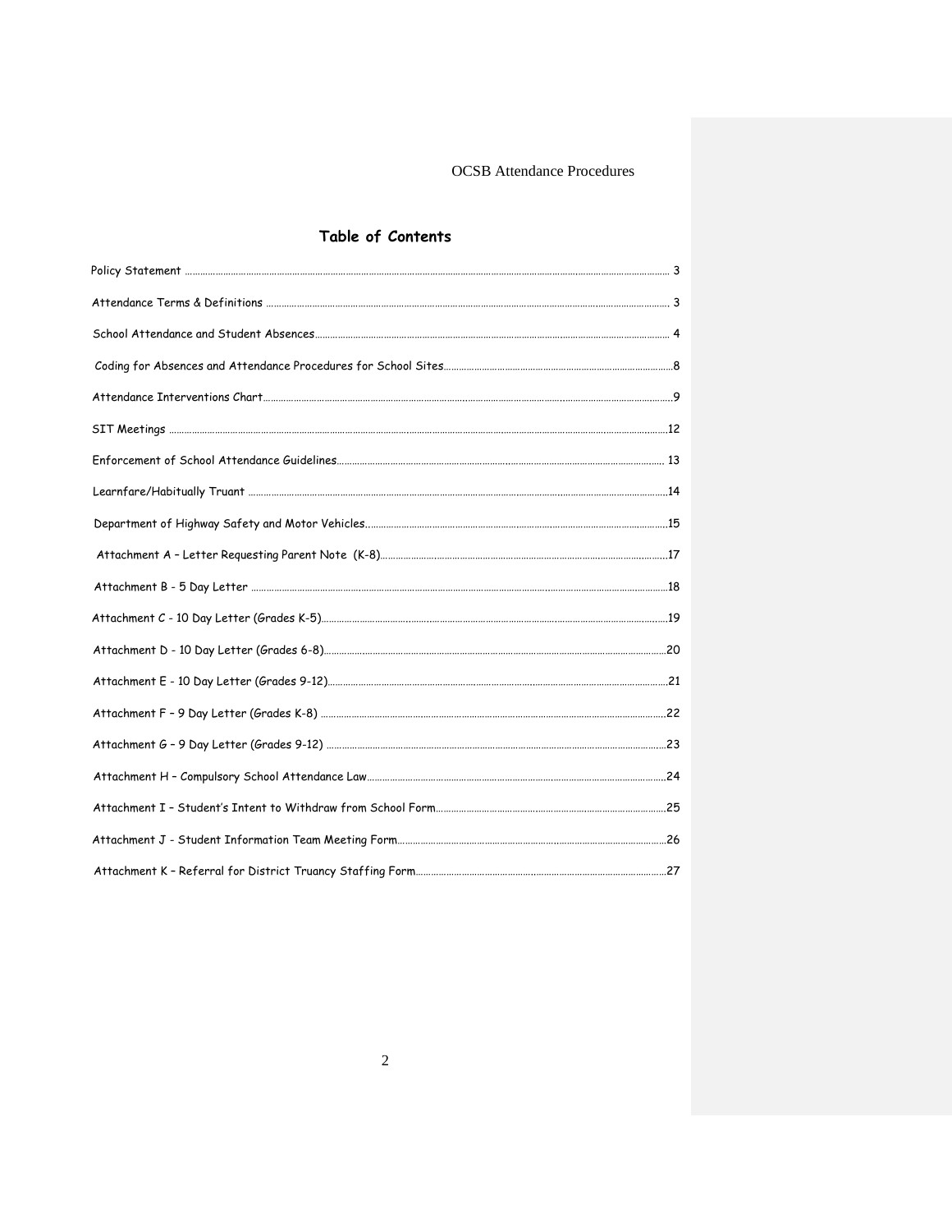## Table of Contents

| | |
|---|---|
| Policy Statement | 3 |
| Attendance Terms & Definitions | 3 |
| School Attendance and Student Absences | 4 |
| Coding for Absences and Attendance Procedures for School Sites | 8 |
| Attendance Interventions Chart | 9 |
| SIT Meetings | 12 |
| Enforcement of School Attendance Guidelines | 13 |
| Learnfare/Habitually Truant | 14 |
| Department of Highway Safety and Motor Vehicles | 15 |
| Attachment A – Letter Requesting Parent Note (K-8) | 17 |
| Attachment B - 5 Day Letter | 18 |
| Attachment C - 10 Day Letter (Grades K-5) | 19 |
| Attachment D - 10 Day Letter (Grades 6-8) | 20 |
| Attachment E - 10 Day Letter (Grades 9-12) | 21 |
| Attachment F – 9 Day Letter (Grades K-8) | 22 |
| Attachment G – 9 Day Letter (Grades 9-12) | 23 |
| Attachment H – Compulsory School Attendance Law | 24 |
| Attachment I – Student's Intent to Withdraw from School Form | 25 |
| Attachment J - Student Information Team Meeting Form | 26 |
| Attachment K – Referral for District Truancy Staffing Form | 27 |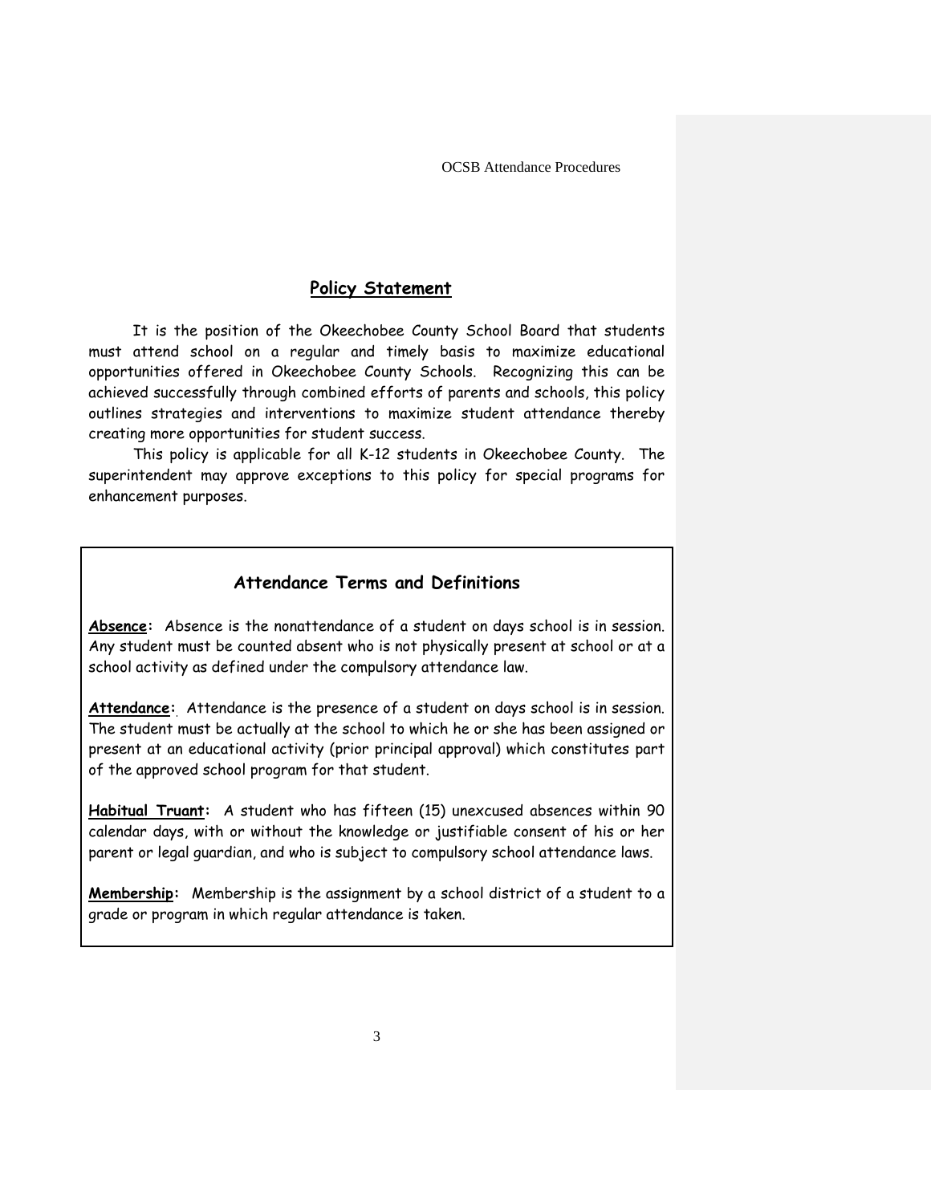## Policy Statement

It is the position of the Okeechobee County School Board that students must attend school on a regular and timely basis to maximize educational opportunities offered in Okeechobee County Schools. Recognizing this can be achieved successfully through combined efforts of parents and schools, this policy outlines strategies and interventions to maximize student attendance thereby creating more opportunities for student success.

This policy is applicable for all K-12 students in Okeechobee County. The superintendent may approve exceptions to this policy for special programs for enhancement purposes.

## Attendance Terms and Definitions

**Absence:** Absence is the nonattendance of a student on days school is in session. Any student must be counted absent who is not physically present at school or at a school activity as defined under the compulsory attendance law.

**Attendance:** Attendance is the presence of a student on days school is in session. The student must be actually at the school to which he or she has been assigned or present at an educational activity (prior principal approval) which constitutes part of the approved school program for that student.

**Habitual Truant:** A student who has fifteen (15) unexcused absences within 90 calendar days, with or without the knowledge or justifiable consent of his or her parent or legal guardian, and who is subject to compulsory school attendance laws.

**Membership:** Membership is the assignment by a school district of a student to a grade or program in which regular attendance is taken.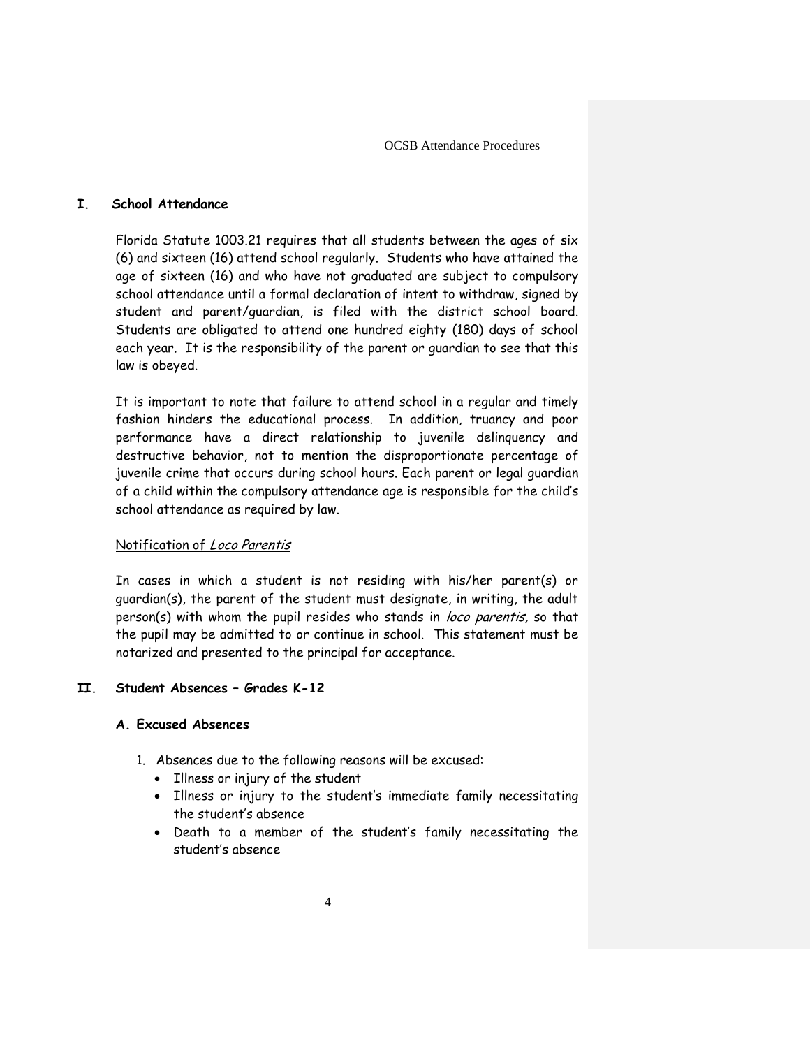## I. School Attendance

Florida Statute 1003.21 requires that all students between the ages of six (6) and sixteen (16) attend school regularly. Students who have attained the age of sixteen (16) and who have not graduated are subject to compulsory school attendance until a formal declaration of intent to withdraw, signed by student and parent/guardian, is filed with the district school board. Students are obligated to attend one hundred eighty (180) days of school each year. It is the responsibility of the parent or guardian to see that this law is obeyed.

It is important to note that failure to attend school in a regular and timely fashion hinders the educational process. In addition, truancy and poor performance have a direct relationship to juvenile delinquency and destructive behavior, not to mention the disproportionate percentage of juvenile crime that occurs during school hours. Each parent or legal guardian of a child within the compulsory attendance age is responsible for the child's school attendance as required by law.

Notification of *Loco Parentis*

In cases in which a student is not residing with his/her parent(s) or guardian(s), the parent of the student must designate, in writing, the adult person(s) with whom the pupil resides who stands in *loco parentis,* so that the pupil may be admitted to or continue in school. This statement must be notarized and presented to the principal for acceptance.

## II. Student Absences – Grades K-12

### A. Excused Absences

1. Absences due to the following reasons will be excused:
   - Illness or injury of the student
   - Illness or injury to the student's immediate family necessitating the student's absence
   - Death to a member of the student's family necessitating the student's absence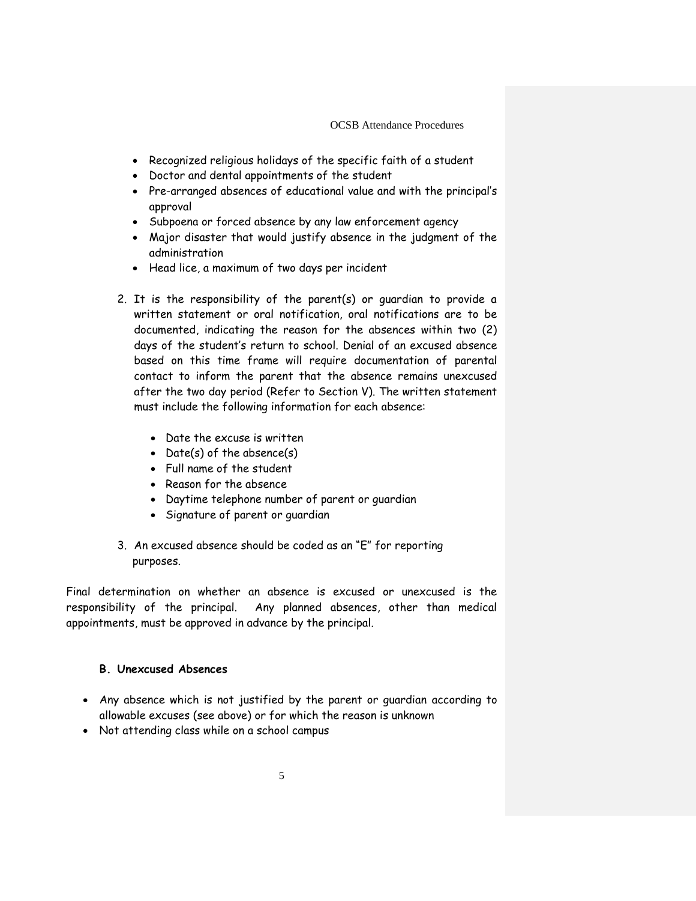- Recognized religious holidays of the specific faith of a student
- Doctor and dental appointments of the student
- Pre-arranged absences of educational value and with the principal's approval
- Subpoena or forced absence by any law enforcement agency
- Major disaster that would justify absence in the judgment of the administration
- Head lice, a maximum of two days per incident

2. It is the responsibility of the parent(s) or guardian to provide a written statement or oral notification, oral notifications are to be documented, indicating the reason for the absences within two (2) days of the student's return to school. Denial of an excused absence based on this time frame will require documentation of parental contact to inform the parent that the absence remains unexcused after the two day period (Refer to Section V). The written statement must include the following information for each absence:

    - Date the excuse is written
    - Date(s) of the absence(s)
    - Full name of the student
    - Reason for the absence
    - Daytime telephone number of parent or guardian
    - Signature of parent or guardian

3. An excused absence should be coded as an "E" for reporting purposes.

Final determination on whether an absence is excused or unexcused is the responsibility of the principal. Any planned absences, other than medical appointments, must be approved in advance by the principal.

### B. Unexcused Absences

- Any absence which is not justified by the parent or guardian according to allowable excuses (see above) or for which the reason is unknown
- Not attending class while on a school campus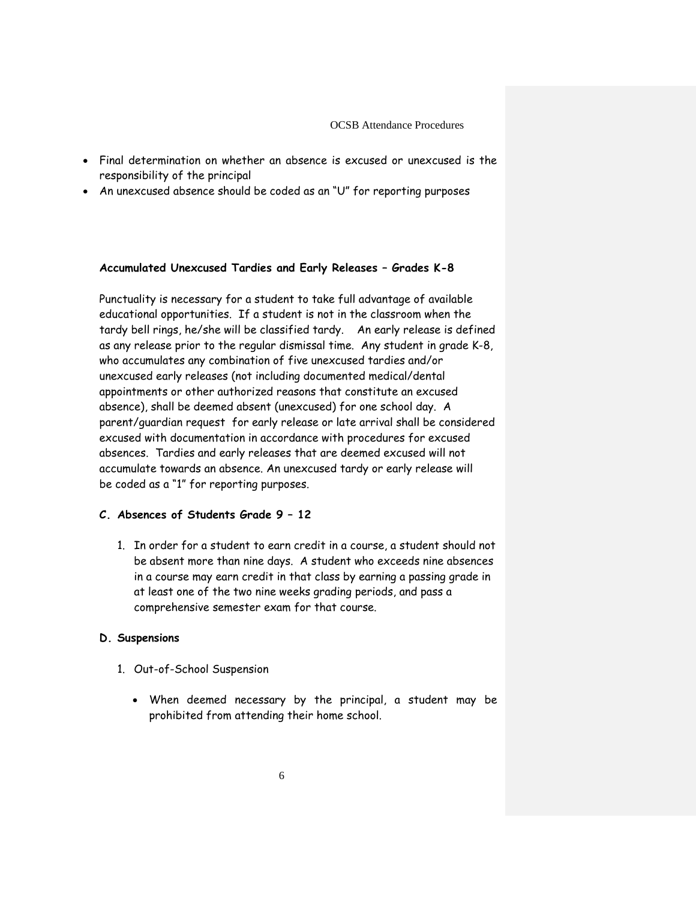- Final determination on whether an absence is excused or unexcused is the responsibility of the principal
- An unexcused absence should be coded as an "U" for reporting purposes

**Accumulated Unexcused Tardies and Early Releases – Grades K-8**

Punctuality is necessary for a student to take full advantage of available educational opportunities. If a student is not in the classroom when the tardy bell rings, he/she will be classified tardy. An early release is defined as any release prior to the regular dismissal time. Any student in grade K-8, who accumulates any combination of five unexcused tardies and/or unexcused early releases (not including documented medical/dental appointments or other authorized reasons that constitute an excused absence), shall be deemed absent (unexcused) for one school day. A parent/guardian request for early release or late arrival shall be considered excused with documentation in accordance with procedures for excused absences. Tardies and early releases that are deemed excused will not accumulate towards an absence. An unexcused tardy or early release will be coded as a "1" for reporting purposes.

### C. Absences of Students Grade 9 – 12

1. In order for a student to earn credit in a course, a student should not be absent more than nine days. A student who exceeds nine absences in a course may earn credit in that class by earning a passing grade in at least one of the two nine weeks grading periods, and pass a comprehensive semester exam for that course.

### D. Suspensions

1. Out-of-School Suspension

   - When deemed necessary by the principal, a student may be prohibited from attending their home school.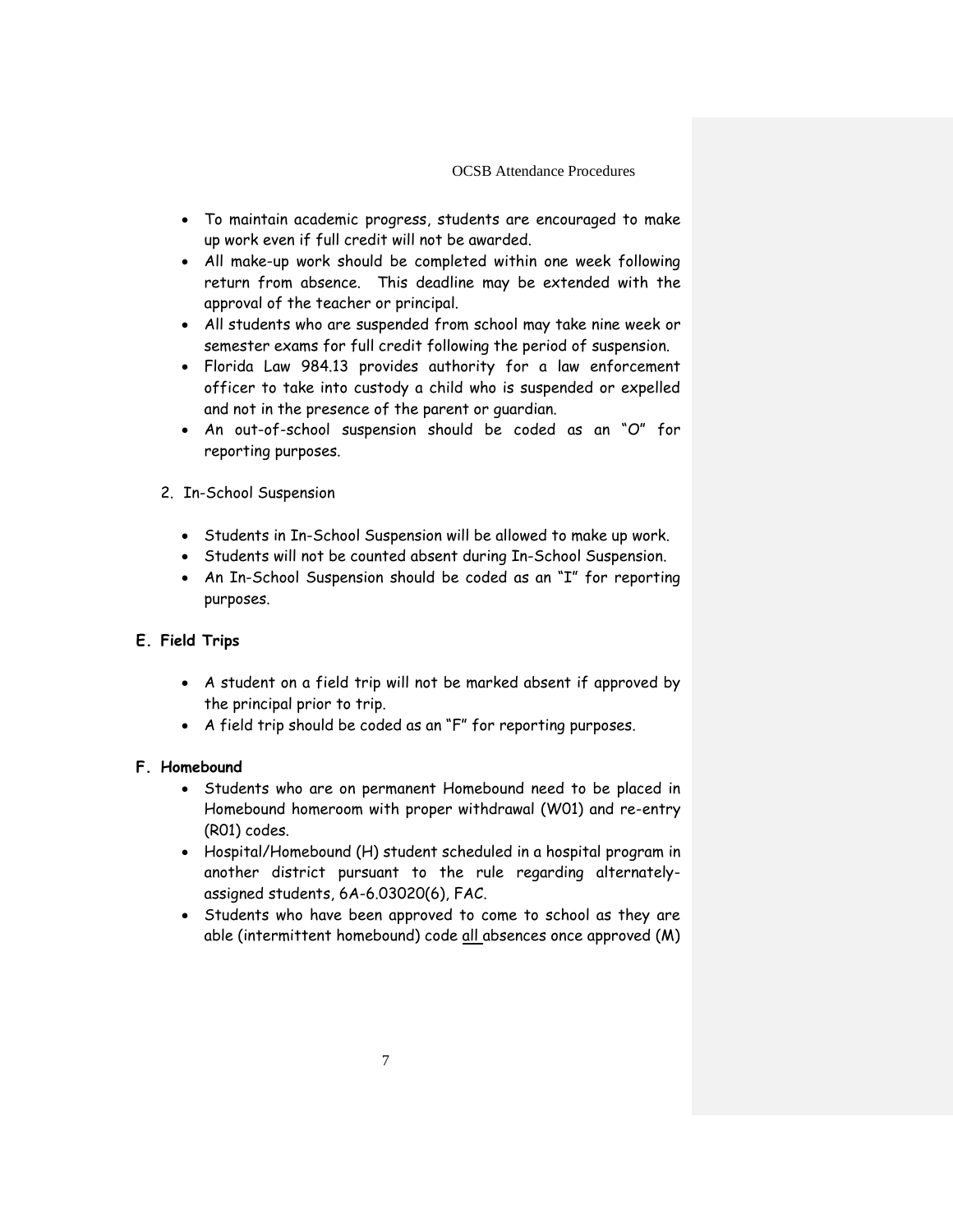- To maintain academic progress, students are encouraged to make up work even if full credit will not be awarded.
- All make-up work should be completed within one week following return from absence. This deadline may be extended with the approval of the teacher or principal.
- All students who are suspended from school may take nine week or semester exams for full credit following the period of suspension.
- Florida Law 984.13 provides authority for a law enforcement officer to take into custody a child who is suspended or expelled and not in the presence of the parent or guardian.
- An out-of-school suspension should be coded as an "O" for reporting purposes.

2. In-School Suspension

- Students in In-School Suspension will be allowed to make up work.
- Students will not be counted absent during In-School Suspension.
- An In-School Suspension should be coded as an "I" for reporting purposes.

**E. Field Trips**

- A student on a field trip will not be marked absent if approved by the principal prior to trip.
- A field trip should be coded as an "F" for reporting purposes.

**F. Homebound**

- Students who are on permanent Homebound need to be placed in Homebound homeroom with proper withdrawal (W01) and re-entry (R01) codes.
- Hospital/Homebound (H) student scheduled in a hospital program in another district pursuant to the rule regarding alternately-assigned students, 6A-6.03020(6), FAC.
- Students who have been approved to come to school as they are able (intermittent homebound) code all absences once approved (M)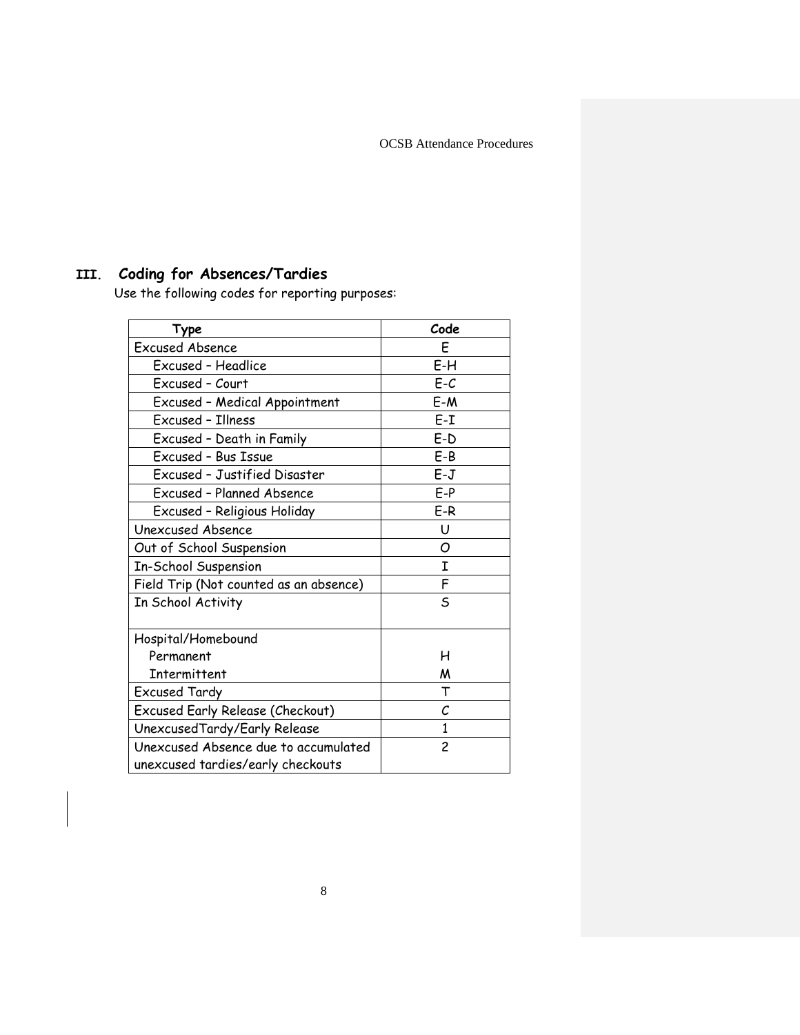## III. Coding for Absences/Tardies

Use the following codes for reporting purposes:

| Type | Code |
|---|---|
| Excused Absence | E |
| Excused – Headlice | E-H |
| Excused – Court | E-C |
| Excused – Medical Appointment | E-M |
| Excused – Illness | E-I |
| Excused – Death in Family | E-D |
| Excused – Bus Issue | E-B |
| Excused – Justified Disaster | E-J |
| Excused – Planned Absence | E-P |
| Excused – Religious Holiday | E-R |
| Unexcused Absence | U |
| Out of School Suspension | O |
| In-School Suspension | I |
| Field Trip (Not counted as an absence) | F |
| In School Activity | S |
| Hospital/Homebound<br>Permanent<br>Intermittent | <br>H<br>M |
| Excused Tardy | T |
| Excused Early Release (Checkout) | C |
| UnexcusedTardy/Early Release | 1 |
| Unexcused Absence due to accumulated unexcused tardies/early checkouts | 2 |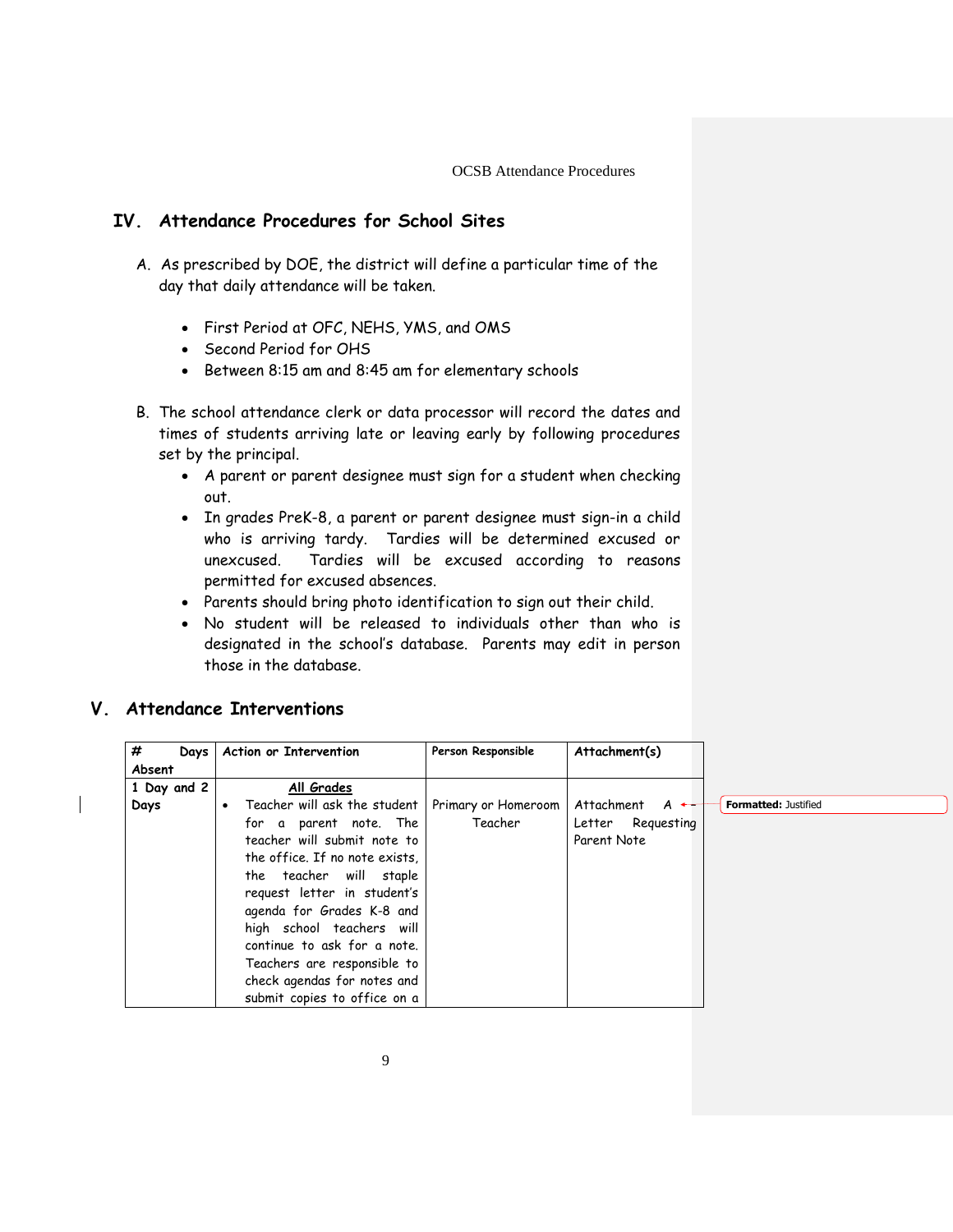## IV. Attendance Procedures for School Sites

A. As prescribed by DOE, the district will define a particular time of the day that daily attendance will be taken.

- First Period at OFC, NEHS, YMS, and OMS
- Second Period for OHS
- Between 8:15 am and 8:45 am for elementary schools

B. The school attendance clerk or data processor will record the dates and times of students arriving late or leaving early by following procedures set by the principal.

- A parent or parent designee must sign for a student when checking out.
- In grades PreK-8, a parent or parent designee must sign-in a child who is arriving tardy. Tardies will be determined excused or unexcused. Tardies will be excused according to reasons permitted for excused absences.
- Parents should bring photo identification to sign out their child.
- No student will be released to individuals other than who is designated in the school's database. Parents may edit in person those in the database.

## V. Attendance Interventions

| # Days Absent | Action or Intervention | Person Responsible | Attachment(s) |
|---|---|---|---|
| 1 Day and 2 Days | **All Grades**<br>• Teacher will ask the student for a parent note. The teacher will submit note to the office. If no note exists, the teacher will staple request letter in student's agenda for Grades K-8 and high school teachers will continue to ask for a note. Teachers are responsible to check agendas for notes and submit copies to office on a | Primary or Homeroom Teacher | Attachment A Letter Requesting Parent Note |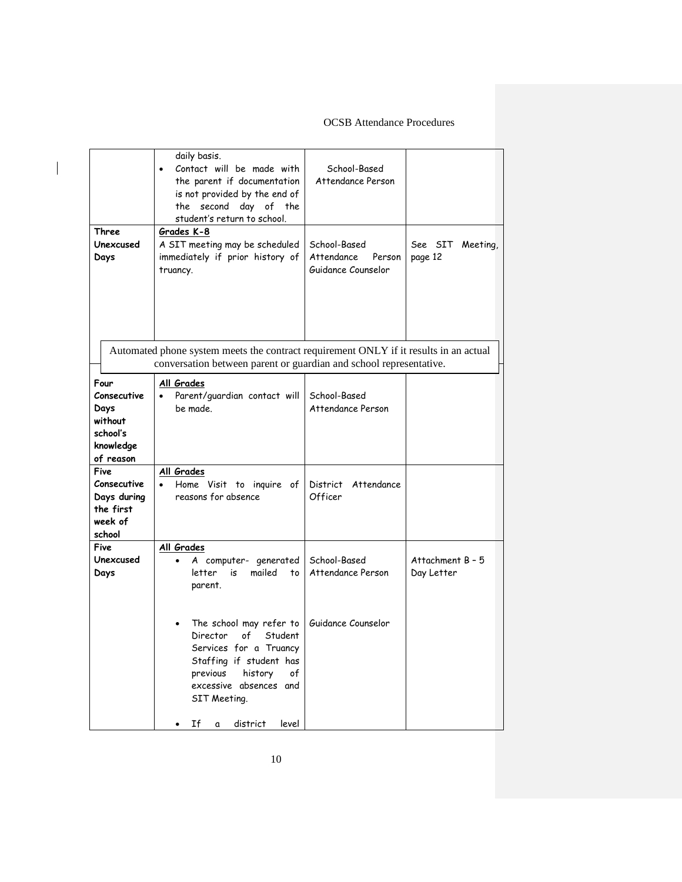| | daily basis.<br>• Contact will be made with the parent if documentation is not provided by the end of the second day of the student's return to school. | School-Based Attendance Person | |
|---|---|---|---|
| **Three Unexcused Days** | ***Grades K-8***<br>A SIT meeting may be scheduled immediately if prior history of truancy. | School-Based Attendance Person Guidance Counselor | See SIT Meeting, page 12 |
| Automated phone system meets the contract requirement ONLY if it results in an actual conversation between parent or guardian and school representative. | | | |
| **Four Consecutive Days without school's knowledge of reason** | ***All Grades***<br>• Parent/guardian contact will be made. | School-Based Attendance Person | |
| **Five Consecutive Days during the first week of school** | ***All Grades***<br>• Home Visit to inquire of reasons for absence | District Attendance Officer | |
| **Five Unexcused Days** | ***All Grades***<br>• A computer- generated letter is mailed to parent.<br>• The school may refer to Director of Student Services for a Truancy Staffing if student has previous history of excessive absences and SIT Meeting.<br>• If a district level | School-Based Attendance Person<br><br>Guidance Counselor | Attachment B – 5 Day Letter |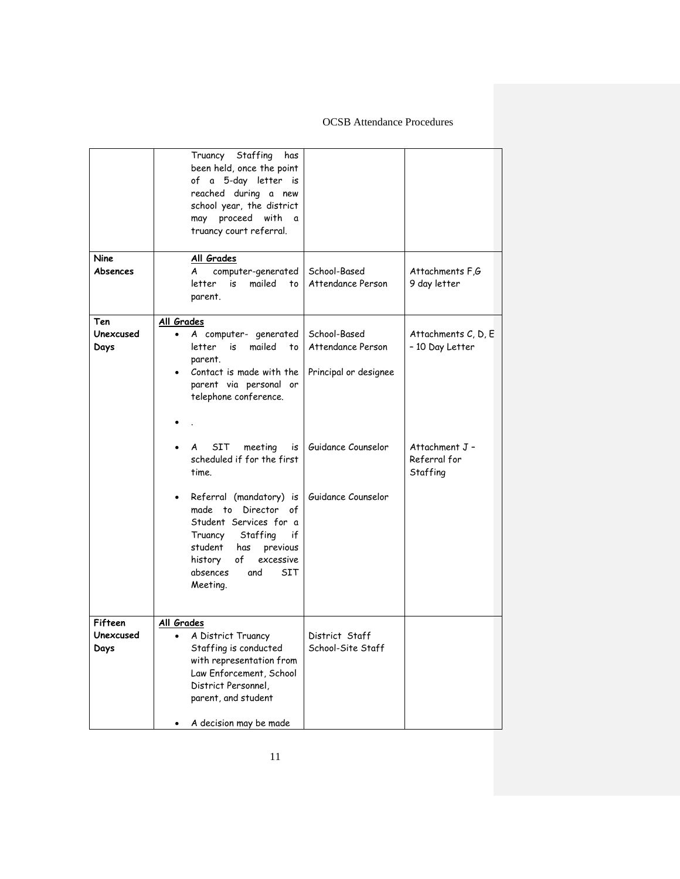| | | | |
|---|---|---|---|
| | Truancy Staffing has been held, once the point of a 5-day letter is reached during a new school year, the district may proceed with a truancy court referral. | | |
| **Nine Absences** | **All Grades**<br>A computer-generated letter is mailed to parent. | School-Based Attendance Person | Attachments F,G<br>9 day letter |
| **Ten Unexcused Days** | **All Grades**<br>• A computer- generated letter is mailed to parent.<br>• Contact is made with the parent via personal or telephone conference.<br>• .<br>• A SIT meeting is scheduled if for the first time.<br>• Referral (mandatory) is made to Director of Student Services for a Truancy Staffing if student has previous history of excessive absences and SIT Meeting. | School-Based Attendance Person<br><br>Principal or designee<br><br>Guidance Counselor<br><br>Guidance Counselor | Attachments C, D, E – 10 Day Letter<br><br>Attachment J – Referral for Staffing |
| **Fifteen Unexcused Days** | **All Grades**<br>• A District Truancy Staffing is conducted with representation from Law Enforcement, School District Personnel, parent, and student<br>• A decision may be made | District Staff<br>School-Site Staff | |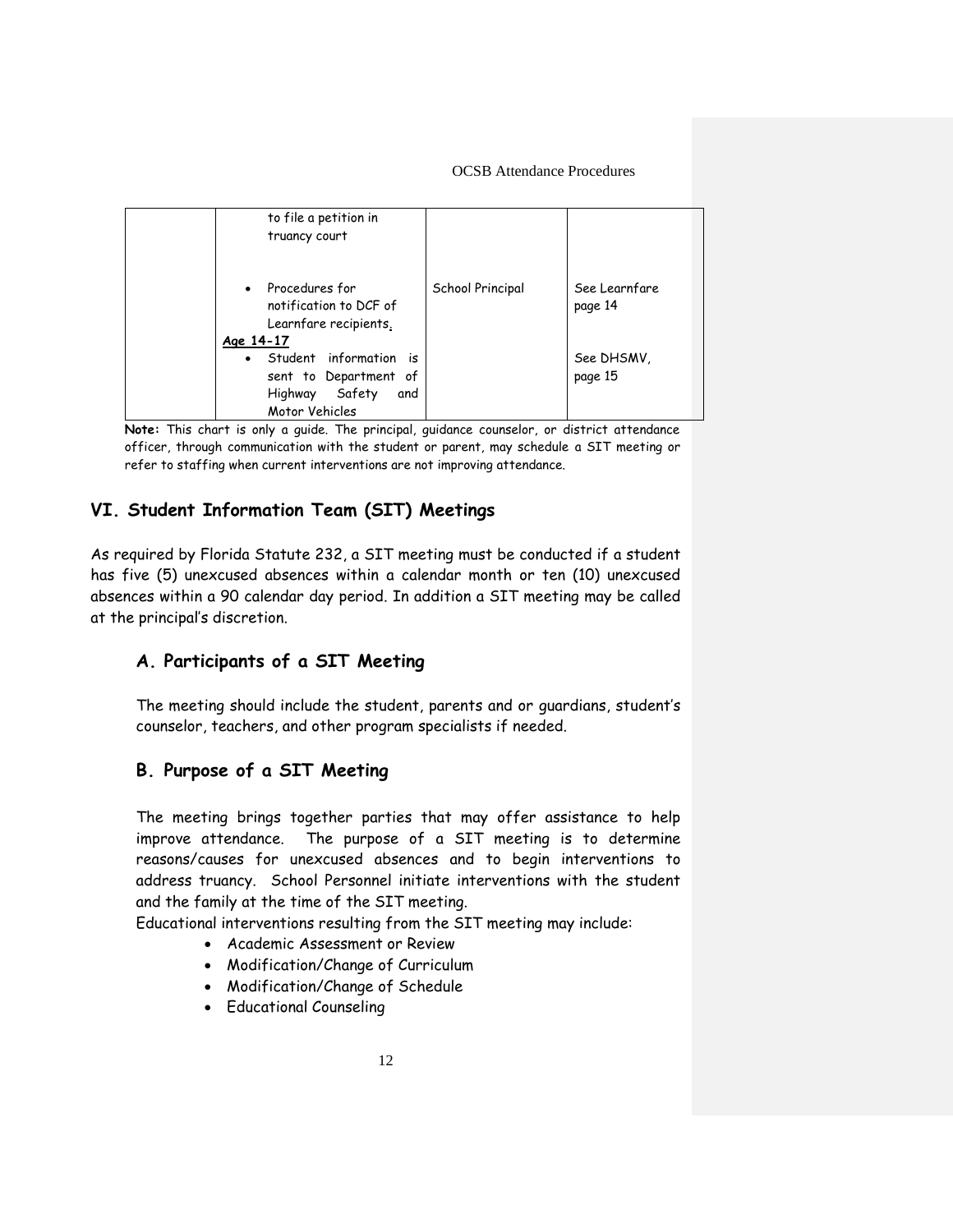| | • to file a petition in truancy court | | |
|---|---|---|---|
| | • Procedures for notification to DCF of Learnfare recipients. | School Principal | See Learnfare page 14 |
| | Age 14-17 • Student information is sent to Department of Highway Safety and Motor Vehicles | | See DHSMV, page 15 |

**Note:** This chart is only a guide. The principal, guidance counselor, or district attendance officer, through communication with the student or parent, may schedule a SIT meeting or refer to staffing when current interventions are not improving attendance.

## VI. Student Information Team (SIT) Meetings

As required by Florida Statute 232, a SIT meeting must be conducted if a student has five (5) unexcused absences within a calendar month or ten (10) unexcused absences within a 90 calendar day period. In addition a SIT meeting may be called at the principal's discretion.

### A. Participants of a SIT Meeting

The meeting should include the student, parents and or guardians, student's counselor, teachers, and other program specialists if needed.

### B. Purpose of a SIT Meeting

The meeting brings together parties that may offer assistance to help improve attendance. The purpose of a SIT meeting is to determine reasons/causes for unexcused absences and to begin interventions to address truancy. School Personnel initiate interventions with the student and the family at the time of the SIT meeting.

Educational interventions resulting from the SIT meeting may include:

- Academic Assessment or Review
- Modification/Change of Curriculum
- Modification/Change of Schedule
- Educational Counseling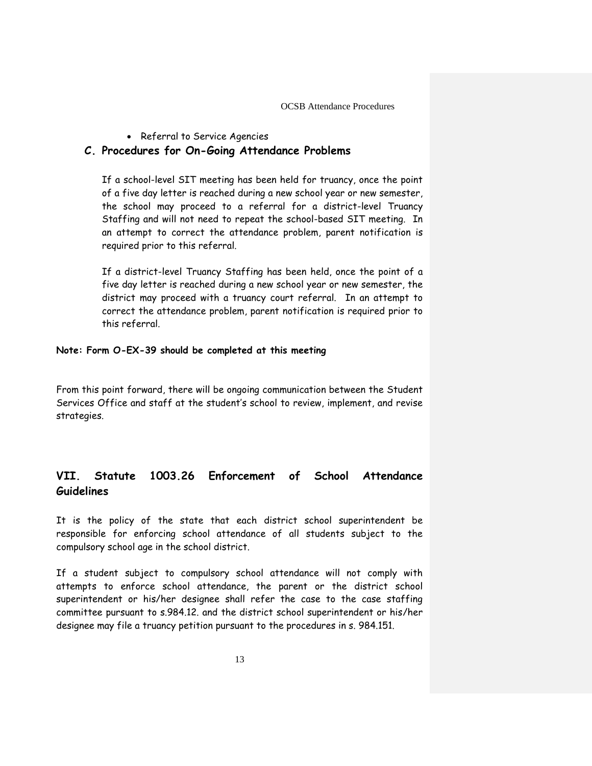- Referral to Service Agencies

### C. Procedures for On-Going Attendance Problems

If a school-level SIT meeting has been held for truancy, once the point of a five day letter is reached during a new school year or new semester, the school may proceed to a referral for a district-level Truancy Staffing and will not need to repeat the school-based SIT meeting. In an attempt to correct the attendance problem, parent notification is required prior to this referral.

If a district-level Truancy Staffing has been held, once the point of a five day letter is reached during a new school year or new semester, the district may proceed with a truancy court referral. In an attempt to correct the attendance problem, parent notification is required prior to this referral.

**Note: Form O-EX-39 should be completed at this meeting**

From this point forward, there will be ongoing communication between the Student Services Office and staff at the student's school to review, implement, and revise strategies.

## VII. Statute 1003.26 Enforcement of School Attendance Guidelines

It is the policy of the state that each district school superintendent be responsible for enforcing school attendance of all students subject to the compulsory school age in the school district.

If a student subject to compulsory school attendance will not comply with attempts to enforce school attendance, the parent or the district school superintendent or his/her designee shall refer the case to the case staffing committee pursuant to s.984.12. and the district school superintendent or his/her designee may file a truancy petition pursuant to the procedures in s. 984.151.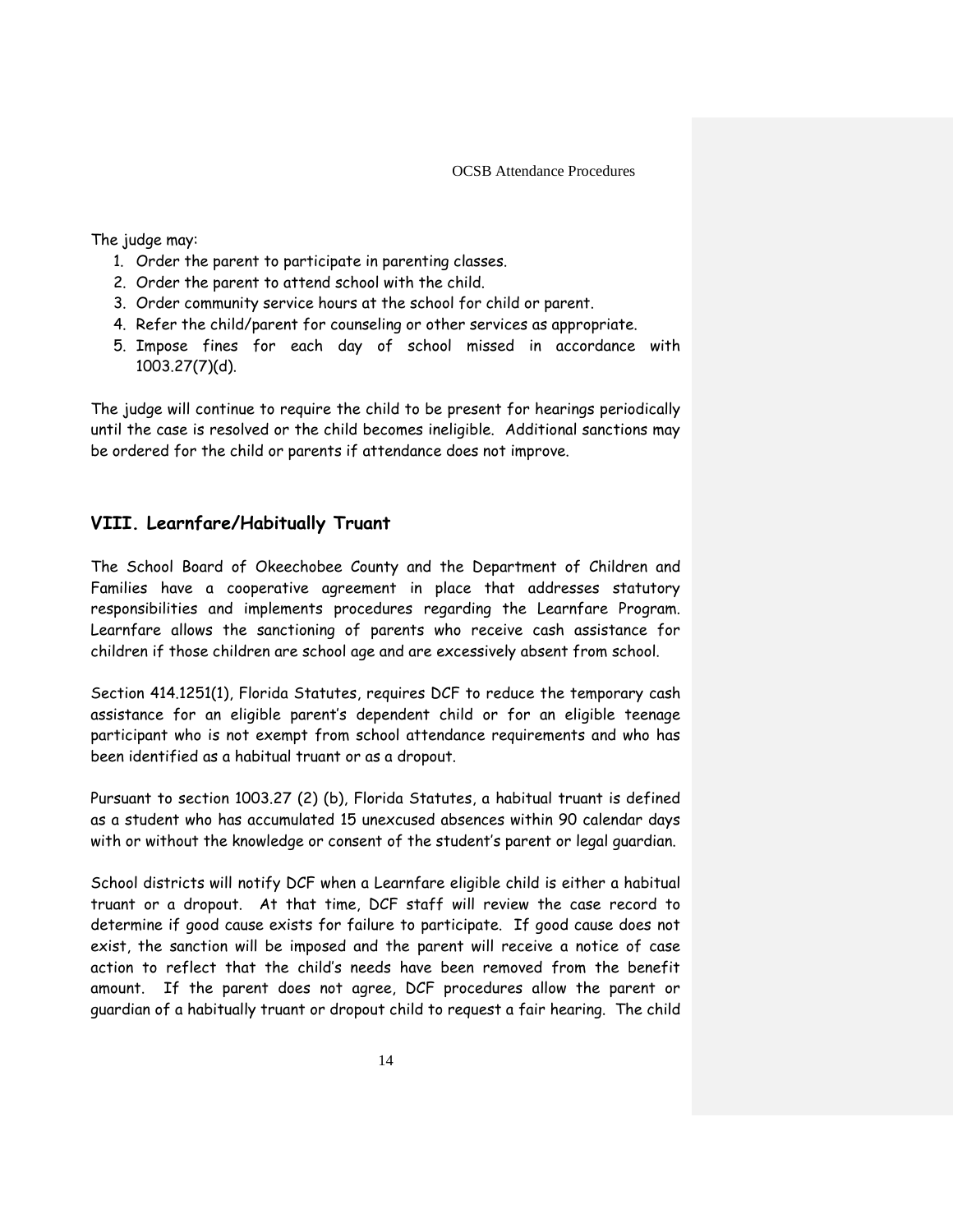The judge may:

1. Order the parent to participate in parenting classes.
2. Order the parent to attend school with the child.
3. Order community service hours at the school for child or parent.
4. Refer the child/parent for counseling or other services as appropriate.
5. Impose fines for each day of school missed in accordance with 1003.27(7)(d).

The judge will continue to require the child to be present for hearings periodically until the case is resolved or the child becomes ineligible. Additional sanctions may be ordered for the child or parents if attendance does not improve.

## VIII. Learnfare/Habitually Truant

The School Board of Okeechobee County and the Department of Children and Families have a cooperative agreement in place that addresses statutory responsibilities and implements procedures regarding the Learnfare Program. Learnfare allows the sanctioning of parents who receive cash assistance for children if those children are school age and are excessively absent from school.

Section 414.1251(1), Florida Statutes, requires DCF to reduce the temporary cash assistance for an eligible parent's dependent child or for an eligible teenage participant who is not exempt from school attendance requirements and who has been identified as a habitual truant or as a dropout.

Pursuant to section 1003.27 (2) (b), Florida Statutes, a habitual truant is defined as a student who has accumulated 15 unexcused absences within 90 calendar days with or without the knowledge or consent of the student's parent or legal guardian.

School districts will notify DCF when a Learnfare eligible child is either a habitual truant or a dropout. At that time, DCF staff will review the case record to determine if good cause exists for failure to participate. If good cause does not exist, the sanction will be imposed and the parent will receive a notice of case action to reflect that the child's needs have been removed from the benefit amount. If the parent does not agree, DCF procedures allow the parent or guardian of a habitually truant or dropout child to request a fair hearing. The child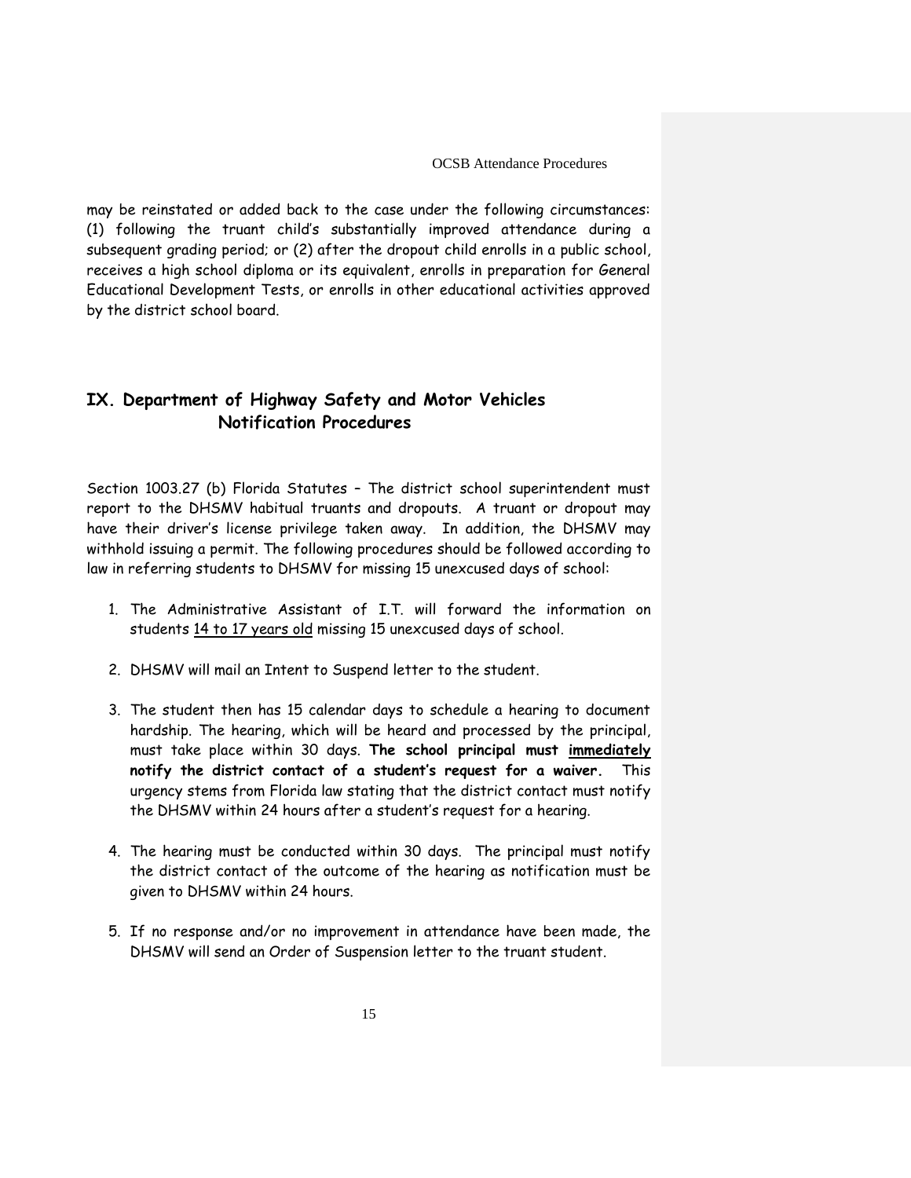may be reinstated or added back to the case under the following circumstances: (1) following the truant child's substantially improved attendance during a subsequent grading period; or (2) after the dropout child enrolls in a public school, receives a high school diploma or its equivalent, enrolls in preparation for General Educational Development Tests, or enrolls in other educational activities approved by the district school board.

## IX. Department of Highway Safety and Motor Vehicles Notification Procedures

Section 1003.27 (b) Florida Statutes – The district school superintendent must report to the DHSMV habitual truants and dropouts. A truant or dropout may have their driver's license privilege taken away. In addition, the DHSMV may withhold issuing a permit. The following procedures should be followed according to law in referring students to DHSMV for missing 15 unexcused days of school:

1. The Administrative Assistant of I.T. will forward the information on students <u>14 to 17 years old</u> missing 15 unexcused days of school.

2. DHSMV will mail an Intent to Suspend letter to the student.

3. The student then has 15 calendar days to schedule a hearing to document hardship. The hearing, which will be heard and processed by the principal, must take place within 30 days. **The school principal must <u>immediately</u> notify the district contact of a student's request for a waiver.** This urgency stems from Florida law stating that the district contact must notify the DHSMV within 24 hours after a student's request for a hearing.

4. The hearing must be conducted within 30 days. The principal must notify the district contact of the outcome of the hearing as notification must be given to DHSMV within 24 hours.

5. If no response and/or no improvement in attendance have been made, the DHSMV will send an Order of Suspension letter to the truant student.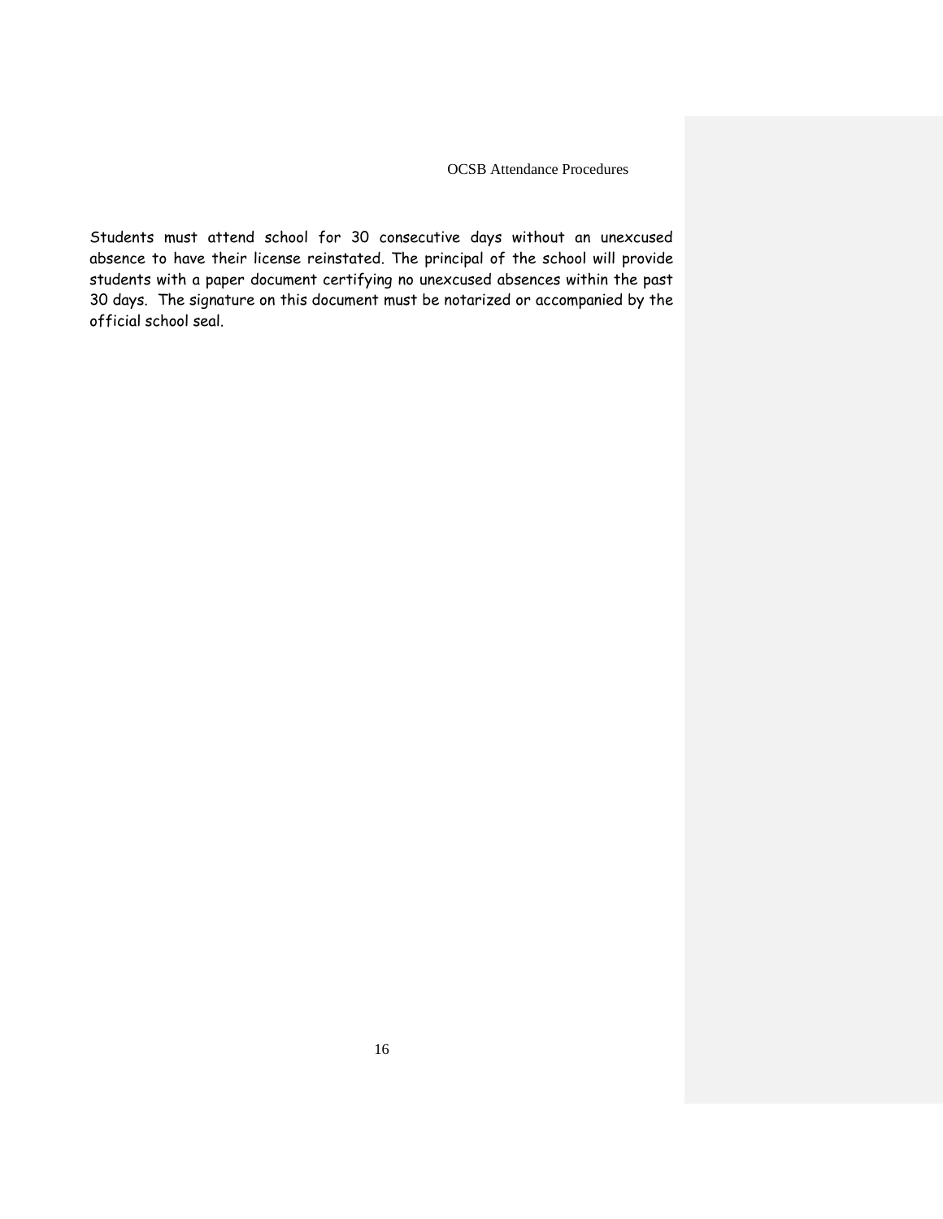Students must attend school for 30 consecutive days without an unexcused absence to have their license reinstated. The principal of the school will provide students with a paper document certifying no unexcused absences within the past 30 days. The signature on this document must be notarized or accompanied by the official school seal.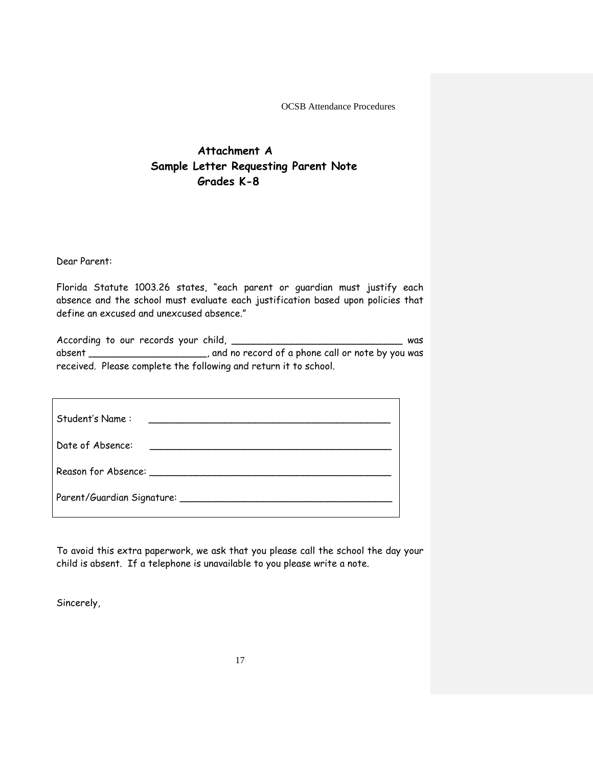# Attachment A
## Sample Letter Requesting Parent Note
### Grades K-8

Dear Parent:

Florida Statute 1003.26 states, "each parent or guardian must justify each absence and the school must evaluate each justification based upon policies that define an excused and unexcused absence."

According to our records your child, _____________________________ was absent ____________________, and no record of a phone call or note by you was received. Please complete the following and return it to school.

Student's Name : ______________________________________________

Date of Absence: ______________________________________________

Reason for Absence: ____________________________________________

Parent/Guardian Signature: ______________________________________

To avoid this extra paperwork, we ask that you please call the school the day your child is absent. If a telephone is unavailable to you please write a note.

Sincerely,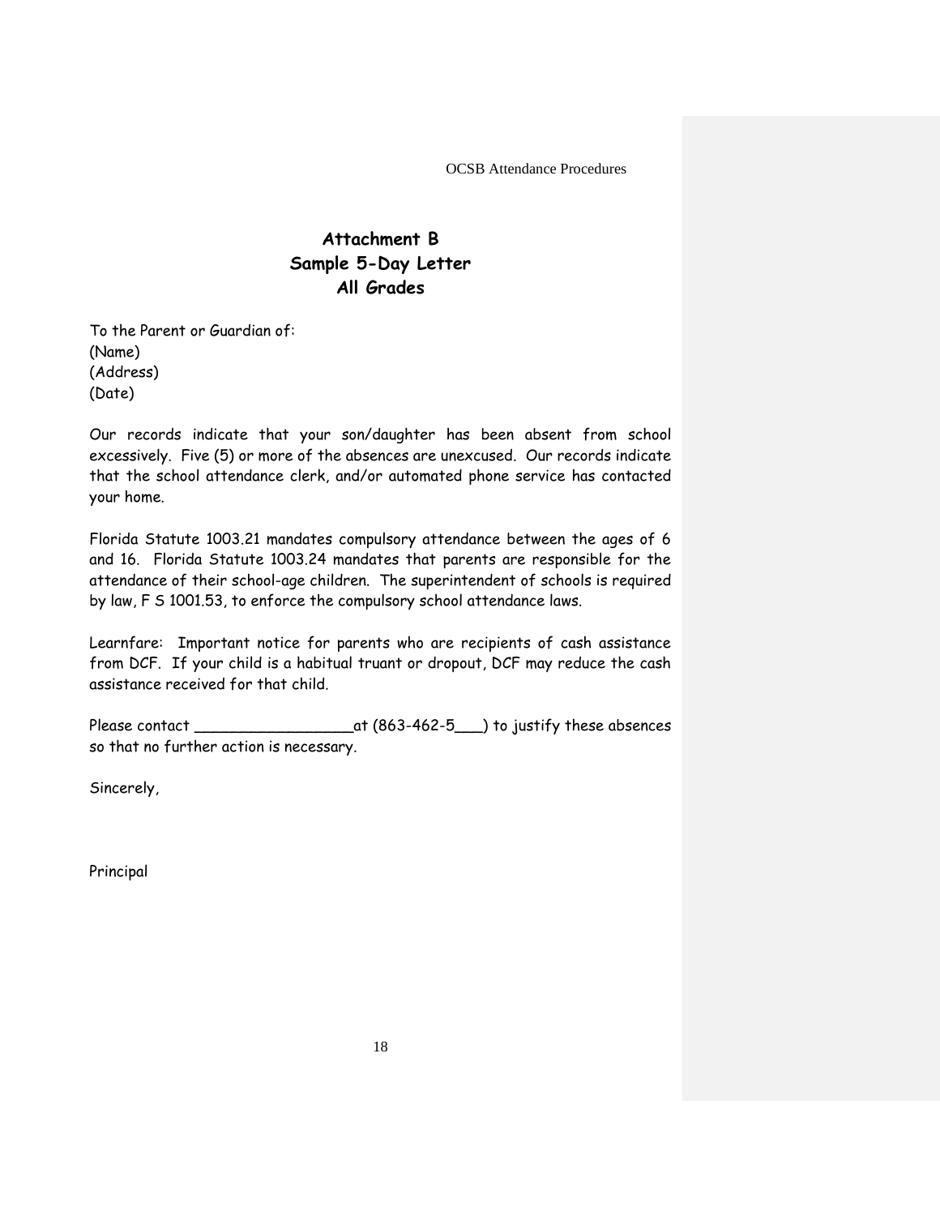# Attachment B
## Sample 5-Day Letter
## All Grades

To the Parent or Guardian of:
(Name)
(Address)
(Date)

Our records indicate that your son/daughter has been absent from school excessively. Five (5) or more of the absences are unexcused. Our records indicate that the school attendance clerk, and/or automated phone service has contacted your home.

Florida Statute 1003.21 mandates compulsory attendance between the ages of 6 and 16. Florida Statute 1003.24 mandates that parents are responsible for the attendance of their school-age children. The superintendent of schools is required by law, F S 1001.53, to enforce the compulsory school attendance laws.

Learnfare: Important notice for parents who are recipients of cash assistance from DCF. If your child is a habitual truant or dropout, DCF may reduce the cash assistance received for that child.

Please contact _________________at (863-462-5___) to justify these absences so that no further action is necessary.

Sincerely,

Principal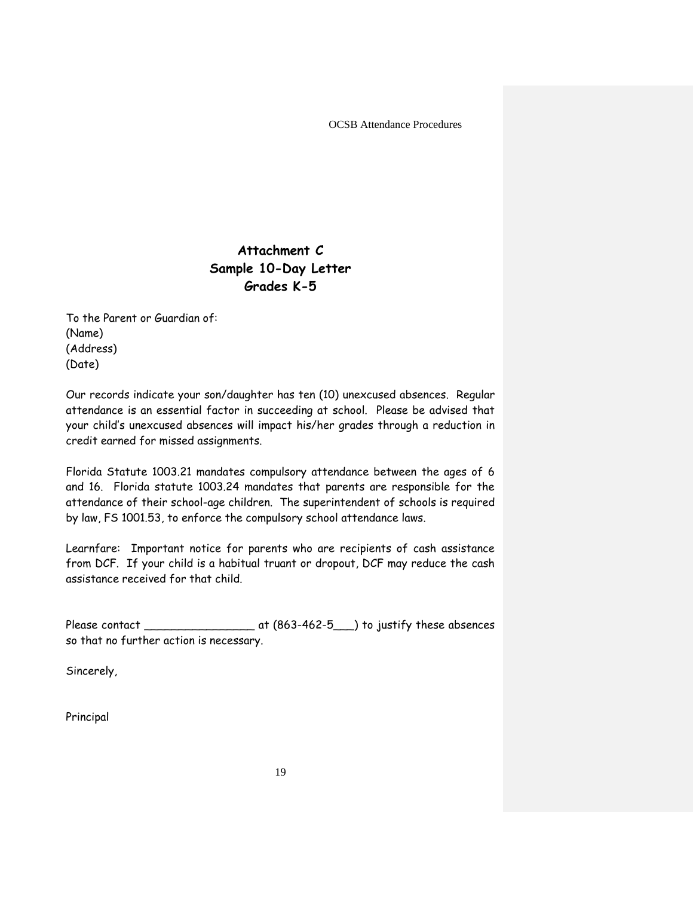# Attachment C
## Sample 10-Day Letter
## Grades K-5

To the Parent or Guardian of:
(Name)
(Address)
(Date)

Our records indicate your son/daughter has ten (10) unexcused absences. Regular attendance is an essential factor in succeeding at school. Please be advised that your child's unexcused absences will impact his/her grades through a reduction in credit earned for missed assignments.

Florida Statute 1003.21 mandates compulsory attendance between the ages of 6 and 16. Florida statute 1003.24 mandates that parents are responsible for the attendance of their school-age children. The superintendent of schools is required by law, FS 1001.53, to enforce the compulsory school attendance laws.

Learnfare: Important notice for parents who are recipients of cash assistance from DCF. If your child is a habitual truant or dropout, DCF may reduce the cash assistance received for that child.

Please contact ________________ at (863-462-5___) to justify these absences so that no further action is necessary.

Sincerely,

Principal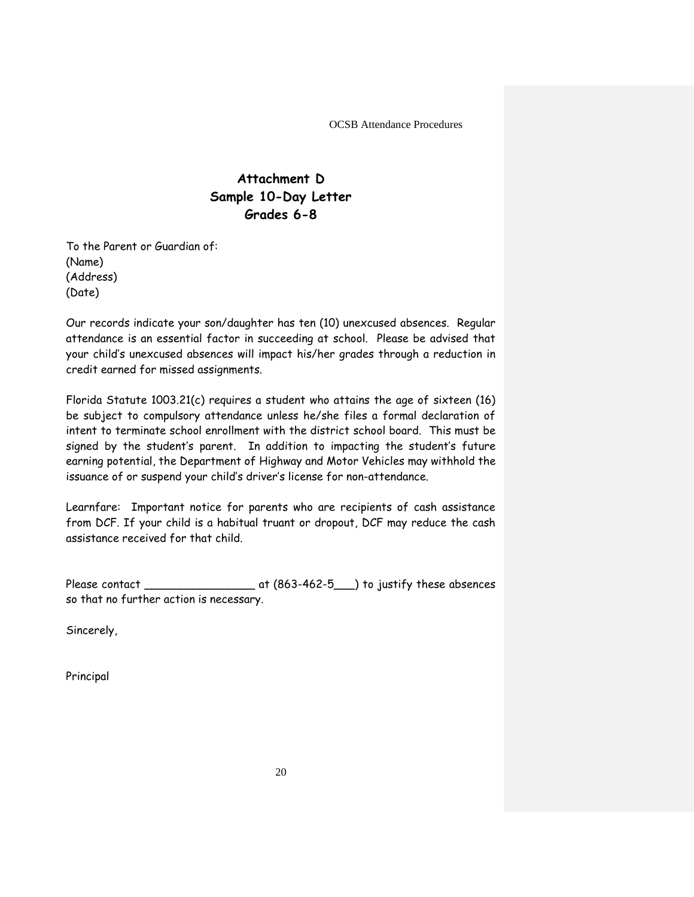# Attachment D
## Sample 10-Day Letter
## Grades 6-8

To the Parent or Guardian of:
(Name)
(Address)
(Date)

Our records indicate your son/daughter has ten (10) unexcused absences. Regular attendance is an essential factor in succeeding at school. Please be advised that your child's unexcused absences will impact his/her grades through a reduction in credit earned for missed assignments.

Florida Statute 1003.21(c) requires a student who attains the age of sixteen (16) be subject to compulsory attendance unless he/she files a formal declaration of intent to terminate school enrollment with the district school board. This must be signed by the student's parent. In addition to impacting the student's future earning potential, the Department of Highway and Motor Vehicles may withhold the issuance of or suspend your child's driver's license for non-attendance.

Learnfare: Important notice for parents who are recipients of cash assistance from DCF. If your child is a habitual truant or dropout, DCF may reduce the cash assistance received for that child.

Please contact \_\_\_\_\_\_\_\_\_\_\_\_\_\_\_\_ at (863-462-5\_\_\_) to justify these absences so that no further action is necessary.

Sincerely,

Principal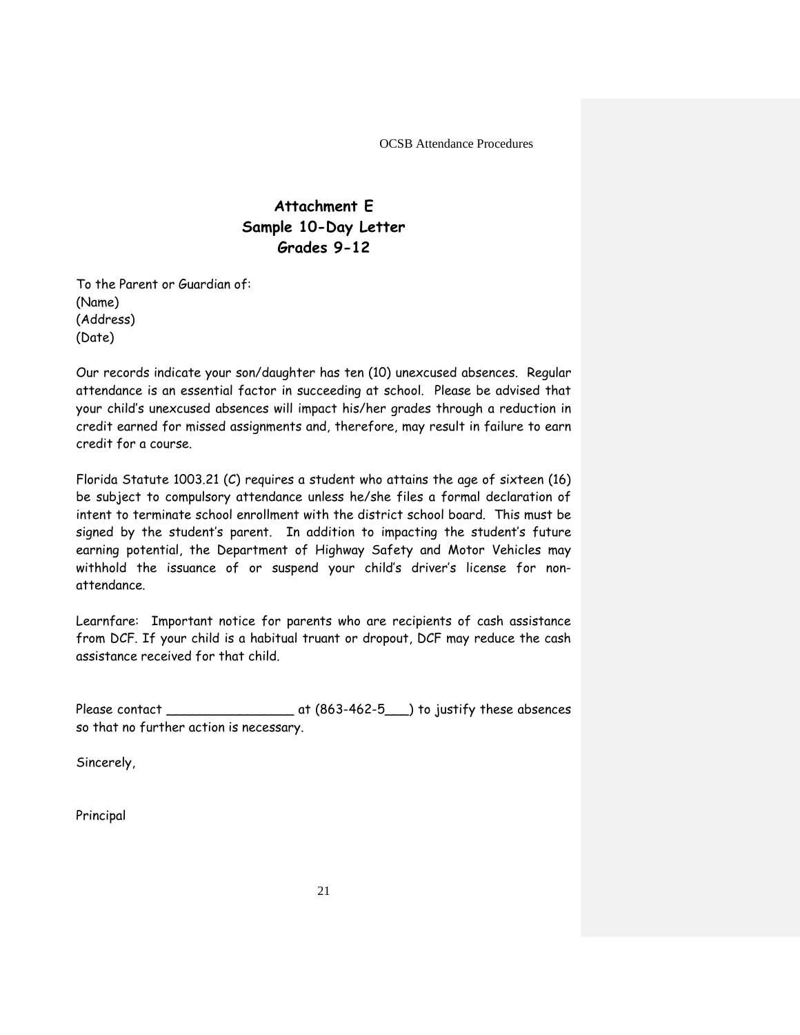# Attachment E
## Sample 10-Day Letter
## Grades 9-12

To the Parent or Guardian of:
(Name)
(Address)
(Date)

Our records indicate your son/daughter has ten (10) unexcused absences. Regular attendance is an essential factor in succeeding at school. Please be advised that your child's unexcused absences will impact his/her grades through a reduction in credit earned for missed assignments and, therefore, may result in failure to earn credit for a course.

Florida Statute 1003.21 (C) requires a student who attains the age of sixteen (16) be subject to compulsory attendance unless he/she files a formal declaration of intent to terminate school enrollment with the district school board. This must be signed by the student's parent. In addition to impacting the student's future earning potential, the Department of Highway Safety and Motor Vehicles may withhold the issuance of or suspend your child's driver's license for non-attendance.

Learnfare: Important notice for parents who are recipients of cash assistance from DCF. If your child is a habitual truant or dropout, DCF may reduce the cash assistance received for that child.

Please contact ________________ at (863-462-5___) to justify these absences so that no further action is necessary.

Sincerely,

Principal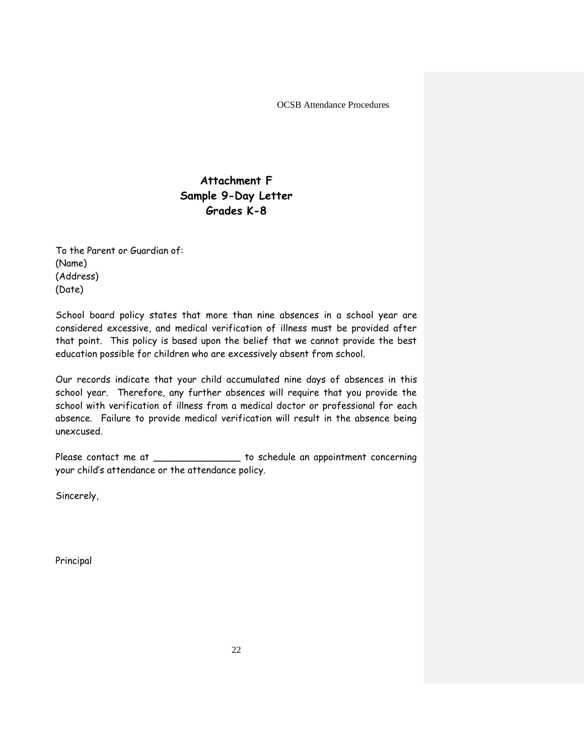# Attachment F
# Sample 9-Day Letter
# Grades K-8

To the Parent or Guardian of:
(Name)
(Address)
(Date)

School board policy states that more than nine absences in a school year are considered excessive, and medical verification of illness must be provided after that point. This policy is based upon the belief that we cannot provide the best education possible for children who are excessively absent from school.

Our records indicate that your child accumulated nine days of absences in this school year. Therefore, any further absences will require that you provide the school with verification of illness from a medical doctor or professional for each absence. Failure to provide medical verification will result in the absence being unexcused.

Please contact me at _______________ to schedule an appointment concerning your child's attendance or the attendance policy.

Sincerely,

Principal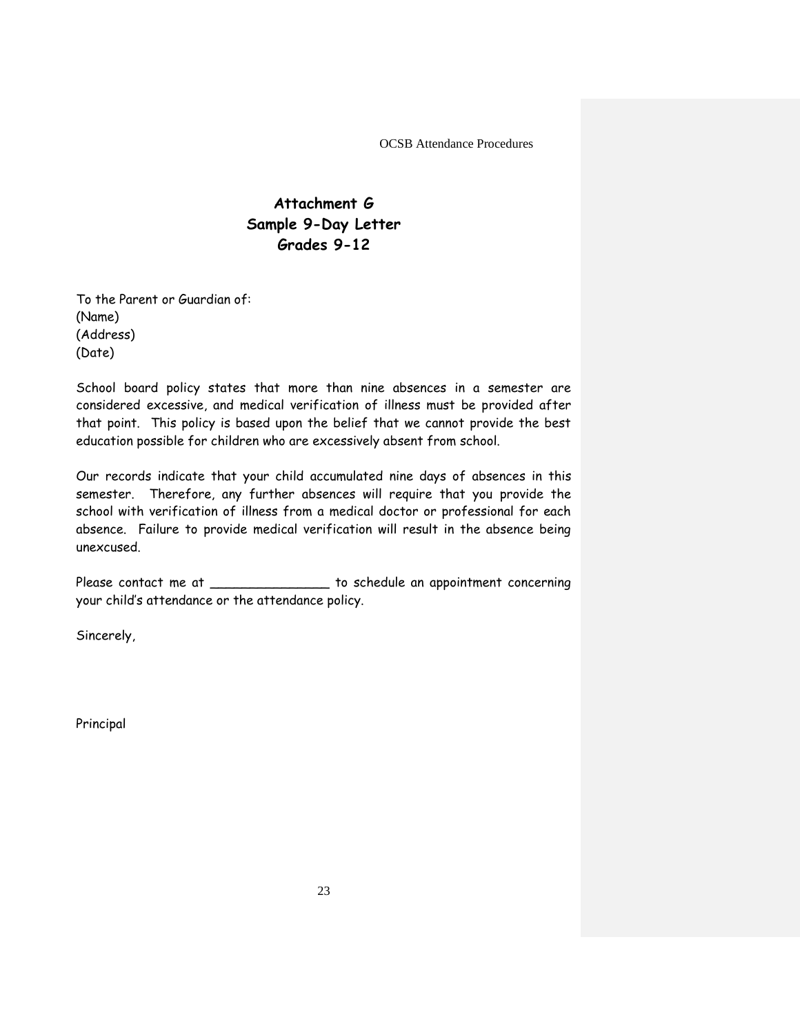# Attachment G
## Sample 9-Day Letter
## Grades 9-12

To the Parent or Guardian of:
(Name)
(Address)
(Date)

School board policy states that more than nine absences in a semester are considered excessive, and medical verification of illness must be provided after that point. This policy is based upon the belief that we cannot provide the best education possible for children who are excessively absent from school.

Our records indicate that your child accumulated nine days of absences in this semester. Therefore, any further absences will require that you provide the school with verification of illness from a medical doctor or professional for each absence. Failure to provide medical verification will result in the absence being unexcused.

Please contact me at _______________ to schedule an appointment concerning your child's attendance or the attendance policy.

Sincerely,

Principal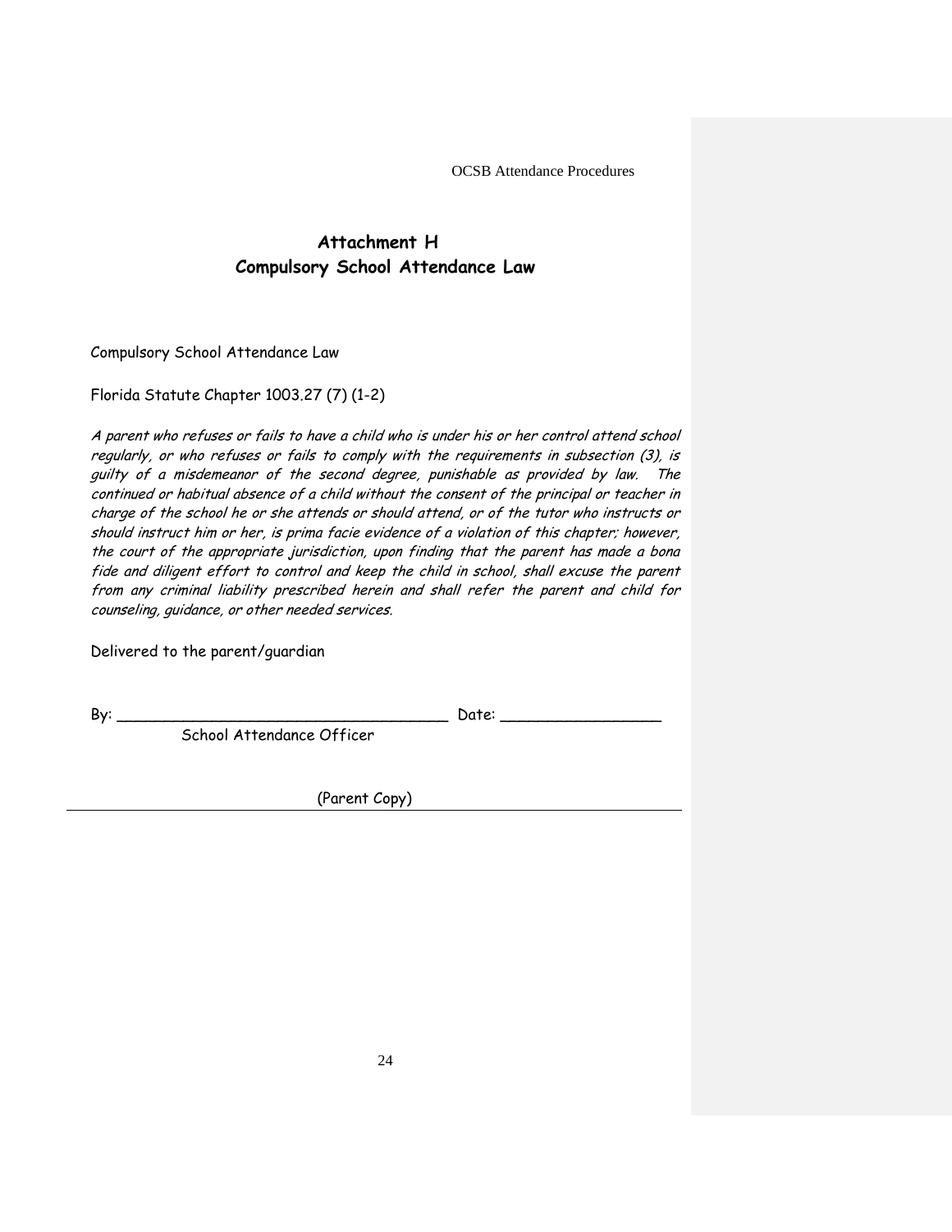# Attachment H
## Compulsory School Attendance Law

Compulsory School Attendance Law

Florida Statute Chapter 1003.27 (7) (1-2)

*A parent who refuses or fails to have a child who is under his or her control attend school regularly, or who refuses or fails to comply with the requirements in subsection (3), is guilty of a misdemeanor of the second degree, punishable as provided by law. The continued or habitual absence of a child without the consent of the principal or teacher in charge of the school he or she attends or should attend, or of the tutor who instructs or should instruct him or her, is prima facie evidence of a violation of this chapter; however, the court of the appropriate jurisdiction, upon finding that the parent has made a bona fide and diligent effort to control and keep the child in school, shall excuse the parent from any criminal liability prescribed herein and shall refer the parent and child for counseling, guidance, or other needed services.*

Delivered to the parent/guardian

By: ____________________________________ Date: _________________

School Attendance Officer

(Parent Copy)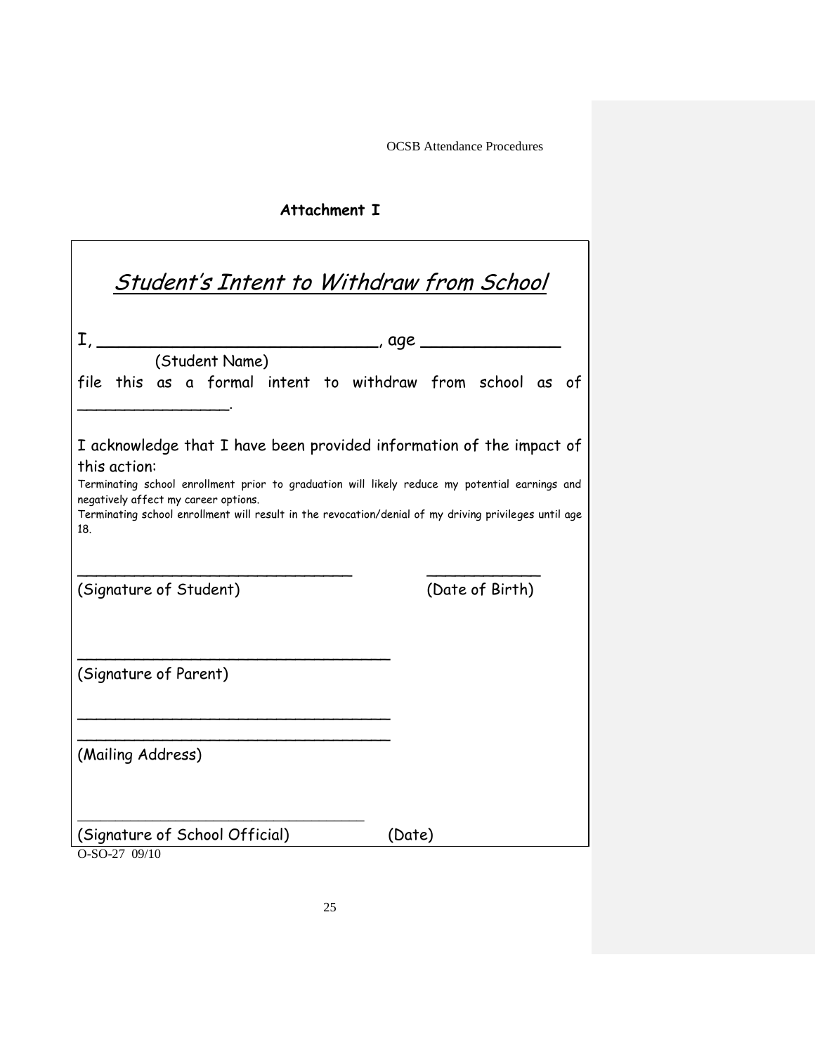## Attachment I

## *Student's Intent to Withdraw from School*

I, ____________________________, age ______________
(Student Name)

file this as a formal intent to withdraw from school as of ________________.

I acknowledge that I have been provided information of the impact of this action:

Terminating school enrollment prior to graduation will likely reduce my potential earnings and negatively affect my career options.

Terminating school enrollment will result in the revocation/denial of my driving privileges until age 18.

_____________________________ ____________
(Signature of Student) (Date of Birth)

_________________________________
(Signature of Parent)

_________________________________
_________________________________
(Mailing Address)

_________________________________
(Signature of School Official) (Date)

O-SO-27 09/10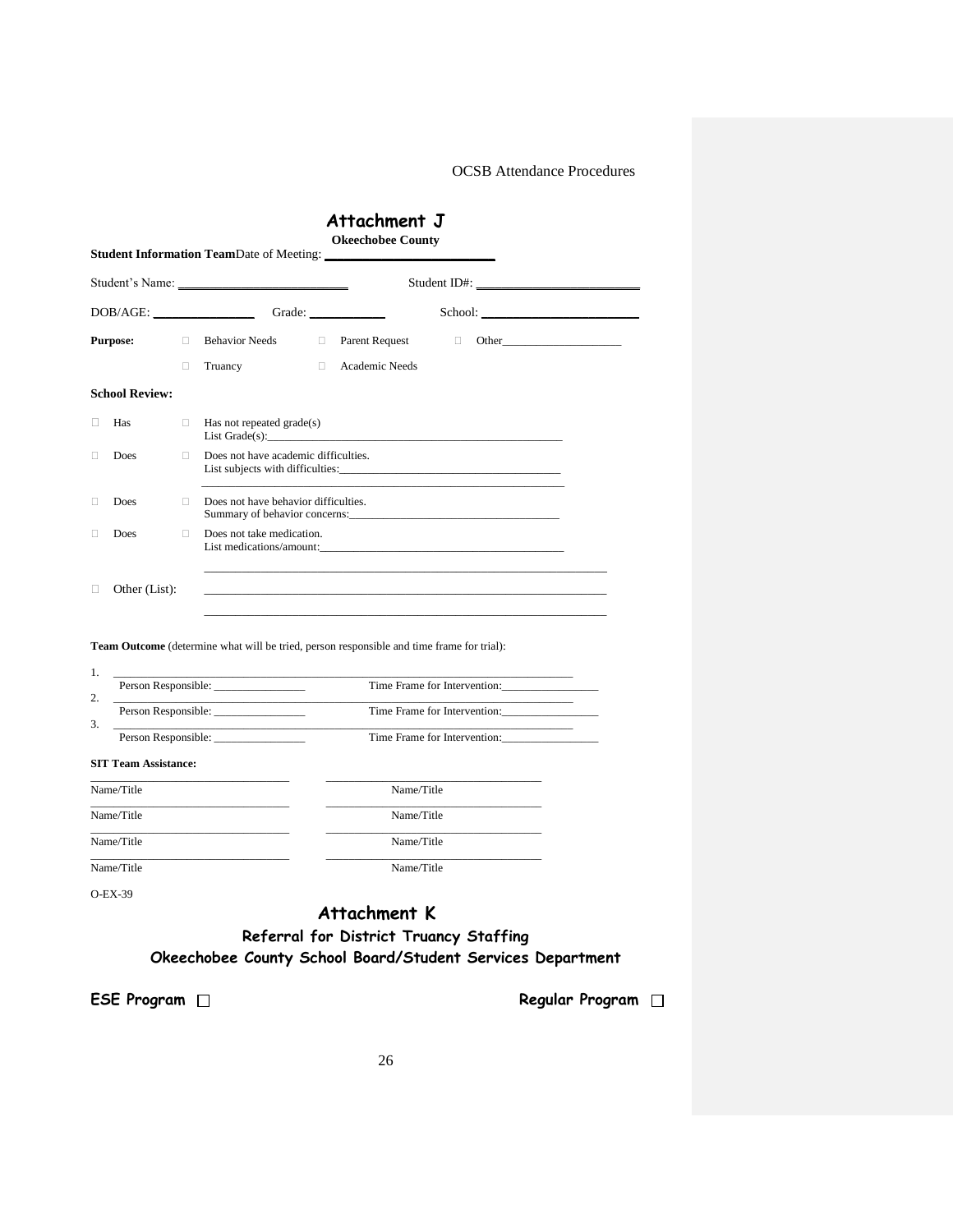# Attachment J

**Okeechobee County**

**Student Information Team** Date of Meeting: ______________________

Student's Name: ___________________________ Student ID#: _________________________

DOB/AGE: _______________ Grade: ___________ School: ________________________

**Purpose:** ☐ Behavior Needs ☐ Parent Request ☐ Other_____________________

☐ Truancy ☐ Academic Needs

**School Review:**

☐ Has ☐ Has not repeated grade(s)
List Grade(s):_______________________________________________

☐ Does ☐ Does not have academic difficulties.
List subjects with difficulties:______________________________________
_______________________________________________________________

☐ Does ☐ Does not have behavior difficulties.
Summary of behavior concerns:______________________________________

☐ Does ☐ Does not take medication.
List medications/amount:_________________________________________
_______________________________________________________________

☐ Other (List): _______________________________________________________________
_______________________________________________________________

**Team Outcome** (determine what will be tried, person responsible and time frame for trial):

1. _______________________________________________________________
Person Responsible: ________________ Time Frame for Intervention:________________

2. _______________________________________________________________
Person Responsible: ________________ Time Frame for Intervention:________________

3. _______________________________________________________________
Person Responsible: ________________ Time Frame for Intervention:________________

**SIT Team Assistance:**

| | |
|---|---|
| ________________________________ | ________________________________ |
| Name/Title | Name/Title |
| ________________________________ | ________________________________ |
| Name/Title | Name/Title |
| ________________________________ | ________________________________ |
| Name/Title | Name/Title |
| ________________________________ | ________________________________ |
| Name/Title | Name/Title |

O-EX-39

# Attachment K

## Referral for District Truancy Staffing

## Okeechobee County School Board/Student Services Department

**ESE Program** ☐ **Regular Program** ☐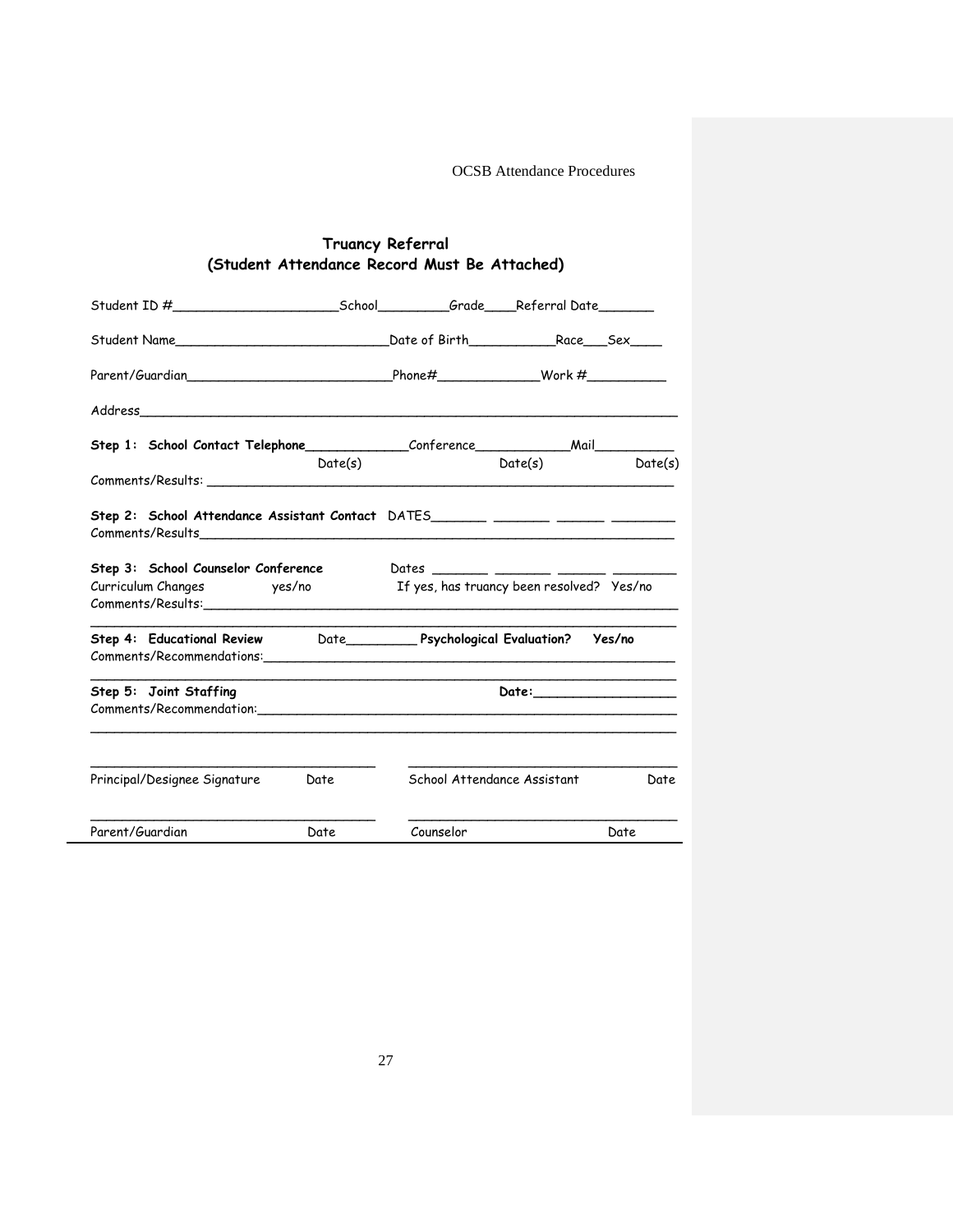## Truancy Referral
## (Student Attendance Record Must Be Attached)

Student ID #____________________School_________Grade____Referral Date_______

Student Name__________________________Date of Birth___________Race___Sex____

Parent/Guardian_________________________Phone#_____________Work #__________

Address_______________________________________________________________

**Step 1: School Contact Telephone**____________Conference___________Mail__________
Date(s) Date(s) Date(s)

Comments/Results: ____________________________________________________________

**Step 2: School Attendance Assistant Contact** DATES_______ _______ ______ ________
Comments/Results_____________________________________________________________

**Step 3: School Counselor Conference** Dates _______ _______ ______ ________
Curriculum Changes yes/no If yes, has truancy been resolved? Yes/no
Comments/Results:______________________________________________________________

**Step 4: Educational Review** Date_________ **Psychological Evaluation? Yes/no**
Comments/Recommendations:______________________________________________________

**Step 5: Joint Staffing** **Date:__________________**
Comments/Recommendation:_______________________________________________________

_________________________________________________________________________

___________________________________ ___________________________________
Principal/Designee Signature Date School Attendance Assistant Date

___________________________________ ___________________________________
Parent/Guardian Date Counselor Date